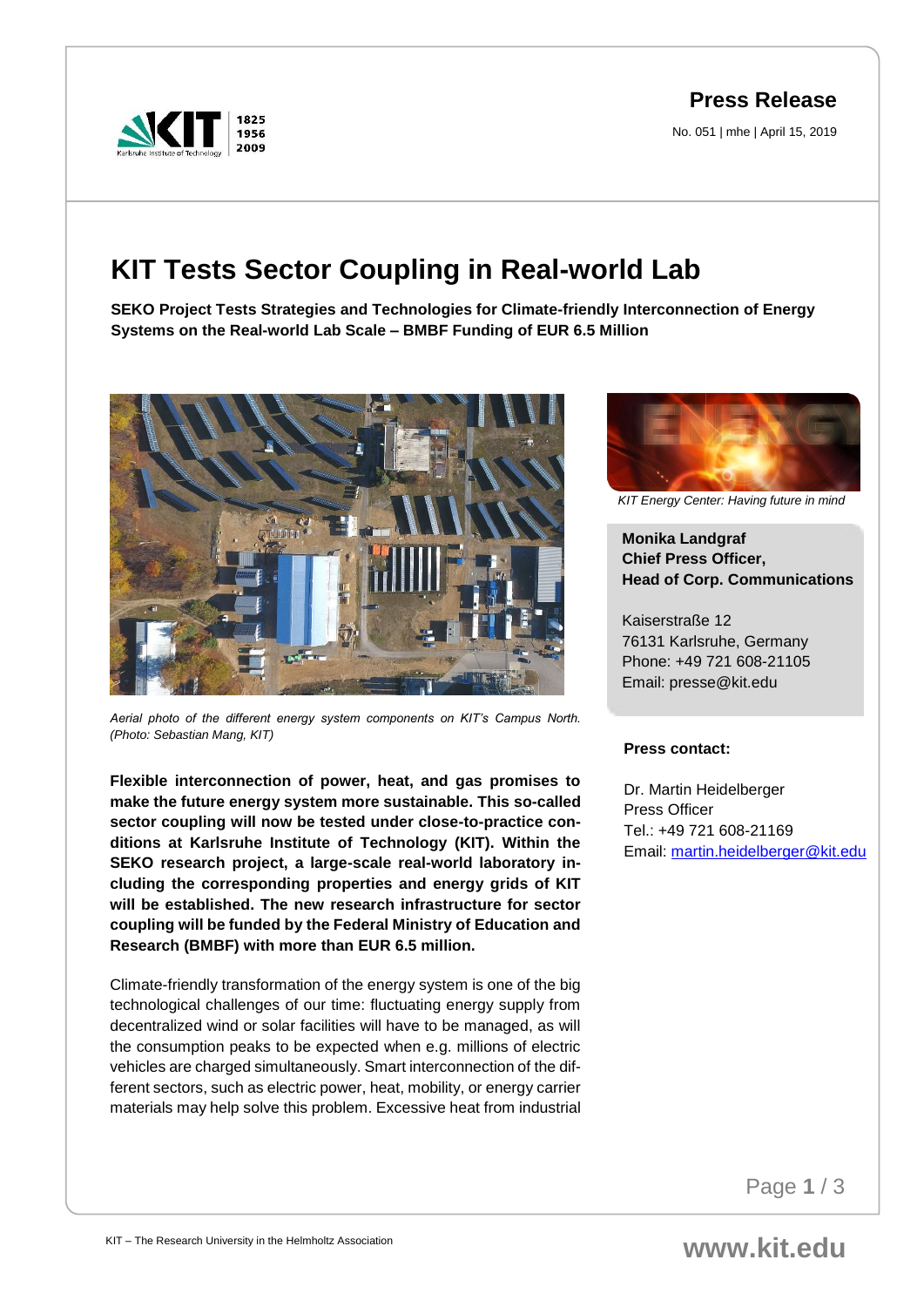# Press Release

No. 051 | mhe | April 15, 2019

# KIT Tests Sector Coupling in Real-world Lab

**SEKO Project Tests Strategies and Technologies for Climate-friendly Interconnection of Energy Systems on the Real-world Lab Scale – BMBF Funding of EUR 6.5 Million**

*Aerial photo of the different energy system components on KIT's Campus North. (Photo: Sebastian Mang, KIT)*

**Flexible interconnection of power, heat, and gas promises to make the future energy system more sustainable. This so-called sector coupling will now be tested under close-to-practice conditions at Karlsruhe Institute of Technology (KIT). Within the SEKO research project, a large-scale real-world laboratory including the corresponding properties and energy grids of KIT will be established. The new research infrastructure for sector coupling will be funded by the Federal Ministry of Education and Research (BMBF) with more than EUR 6.5 million.**

Climate-friendly transformation of the energy system is one of the big technological challenges of our time: fluctuating energy supply from decentralized wind or solar facilities will have to be managed, as will the consumption peaks to be expected when e.g. millions of electric vehicles are charged simultaneously. Smart interconnection of the different sectors, such as electric power, heat, mobility, or energy carrier materials may help solve this problem. Excessive heat from industrial

*KIT Energy Center: Having future in mind*

**Monika Landgraf**
**Chief Press Officer,**
**Head of Corp. Communications**

Kaiserstraße 12
76131 Karlsruhe, Germany
Phone: +49 721 608-21105
Email: presse@kit.edu

**Press contact:**

Dr. Martin Heidelberger
Press Officer
Tel.: +49 721 608-21169
Email: martin.heidelberger@kit.edu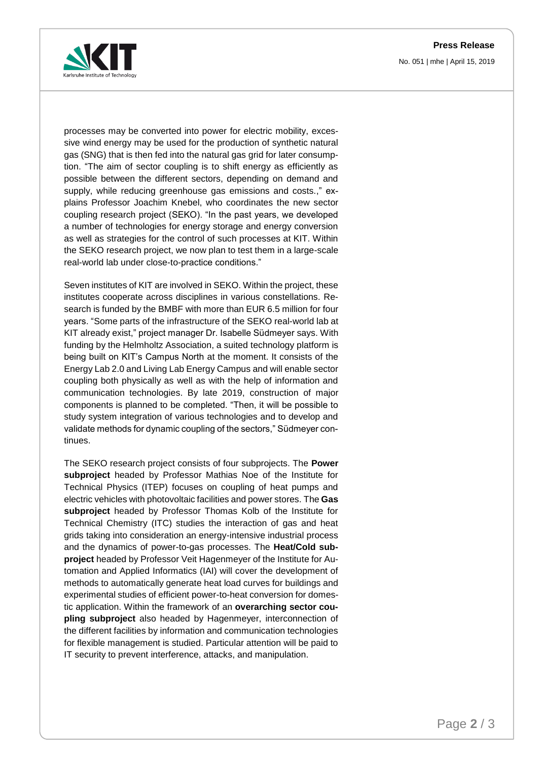processes may be converted into power for electric mobility, excessive wind energy may be used for the production of synthetic natural gas (SNG) that is then fed into the natural gas grid for later consumption. "The aim of sector coupling is to shift energy as efficiently as possible between the different sectors, depending on demand and supply, while reducing greenhouse gas emissions and costs.," explains Professor Joachim Knebel, who coordinates the new sector coupling research project (SEKO). "In the past years, we developed a number of technologies for energy storage and energy conversion as well as strategies for the control of such processes at KIT. Within the SEKO research project, we now plan to test them in a large-scale real-world lab under close-to-practice conditions."

Seven institutes of KIT are involved in SEKO. Within the project, these institutes cooperate across disciplines in various constellations. Research is funded by the BMBF with more than EUR 6.5 million for four years. "Some parts of the infrastructure of the SEKO real-world lab at KIT already exist," project manager Dr. Isabelle Südmeyer says. With funding by the Helmholtz Association, a suited technology platform is being built on KIT's Campus North at the moment. It consists of the Energy Lab 2.0 and Living Lab Energy Campus and will enable sector coupling both physically as well as with the help of information and communication technologies. By late 2019, construction of major components is planned to be completed. "Then, it will be possible to study system integration of various technologies and to develop and validate methods for dynamic coupling of the sectors," Südmeyer continues.

The SEKO research project consists of four subprojects. The **Power subproject** headed by Professor Mathias Noe of the Institute for Technical Physics (ITEP) focuses on coupling of heat pumps and electric vehicles with photovoltaic facilities and power stores. The **Gas subproject** headed by Professor Thomas Kolb of the Institute for Technical Chemistry (ITC) studies the interaction of gas and heat grids taking into consideration an energy-intensive industrial process and the dynamics of power-to-gas processes. The **Heat/Cold subproject** headed by Professor Veit Hagenmeyer of the Institute for Automation and Applied Informatics (IAI) will cover the development of methods to automatically generate heat load curves for buildings and experimental studies of efficient power-to-heat conversion for domestic application. Within the framework of an **overarching sector coupling subproject** also headed by Hagenmeyer, interconnection of the different facilities by information and communication technologies for flexible management is studied. Particular attention will be paid to IT security to prevent interference, attacks, and manipulation.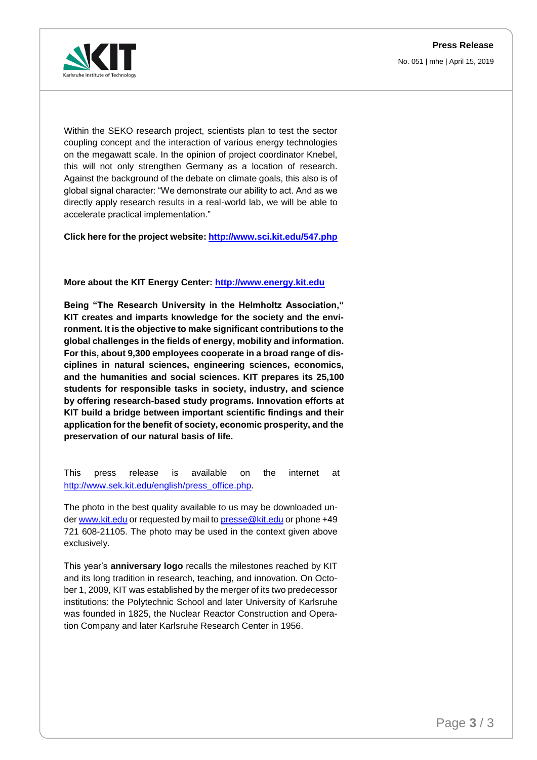Within the SEKO research project, scientists plan to test the sector coupling concept and the interaction of various energy technologies on the megawatt scale. In the opinion of project coordinator Knebel, this will not only strengthen Germany as a location of research. Against the background of the debate on climate goals, this also is of global signal character: "We demonstrate our ability to act. And as we directly apply research results in a real-world lab, we will be able to accelerate practical implementation."

**Click here for the project website: http://www.sci.kit.edu/547.php**

**More about the KIT Energy Center: http://www.energy.kit.edu**

**Being "The Research University in the Helmholtz Association," KIT creates and imparts knowledge for the society and the environment. It is the objective to make significant contributions to the global challenges in the fields of energy, mobility and information. For this, about 9,300 employees cooperate in a broad range of disciplines in natural sciences, engineering sciences, economics, and the humanities and social sciences. KIT prepares its 25,100 students for responsible tasks in society, industry, and science by offering research-based study programs. Innovation efforts at KIT build a bridge between important scientific findings and their application for the benefit of society, economic prosperity, and the preservation of our natural basis of life.**

This press release is available on the internet at http://www.sek.kit.edu/english/press_office.php.

The photo in the best quality available to us may be downloaded under www.kit.edu or requested by mail to presse@kit.edu or phone +49 721 608-21105. The photo may be used in the context given above exclusively.

This year's **anniversary logo** recalls the milestones reached by KIT and its long tradition in research, teaching, and innovation. On October 1, 2009, KIT was established by the merger of its two predecessor institutions: the Polytechnic School and later University of Karlsruhe was founded in 1825, the Nuclear Reactor Construction and Operation Company and later Karlsruhe Research Center in 1956.